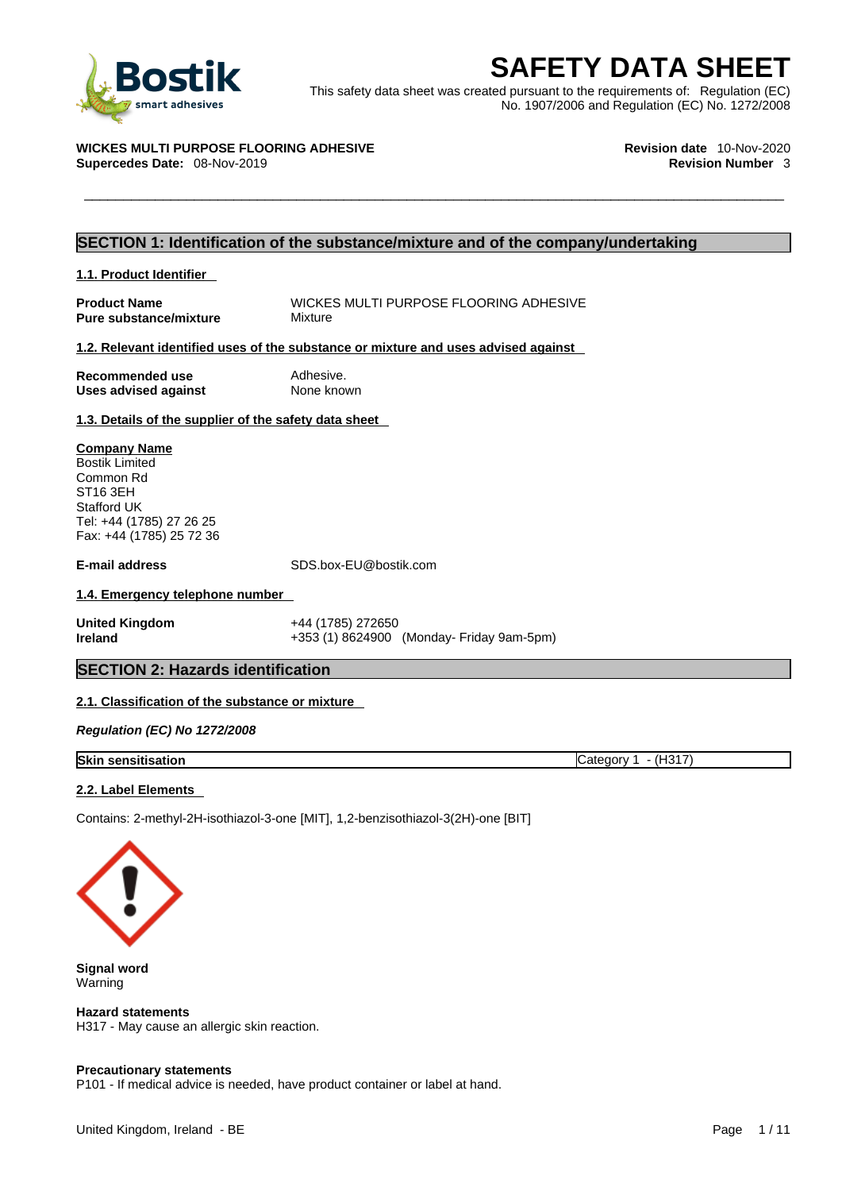# SAFETY DATA SHEET

This safety data sheet was created pursuant to the requirements of: Regulation (EC) No. 1907/2006 and Regulation (EC) No. 1272/2008

**WICKES MULTI PURPOSE FLOORING ADHESIVE**
**Supercedes Date:** 08-Nov-2019

**Revision date** 10-Nov-2020
**Revision Number** 3

## SECTION 1: Identification of the substance/mixture and of the company/undertaking

### 1.1. Product Identifier

| | |
|---|---|
| **Product Name** | WICKES MULTI PURPOSE FLOORING ADHESIVE |
| **Pure substance/mixture** | Mixture |

### 1.2. Relevant identified uses of the substance or mixture and uses advised against

| | |
|---|---|
| **Recommended use** | Adhesive. |
| **Uses advised against** | None known |

### 1.3. Details of the supplier of the safety data sheet

**Company Name**
Bostik Limited
Common Rd
ST16 3EH
Stafford UK
Tel: +44 (1785) 27 26 25
Fax: +44 (1785) 25 72 36

**E-mail address** SDS.box-EU@bostik.com

### 1.4. Emergency telephone number

| | |
|---|---|
| **United Kingdom** | +44 (1785) 272650 |
| **Ireland** | +353 (1) 8624900 (Monday- Friday 9am-5pm) |

## SECTION 2: Hazards identification

### 2.1. Classification of the substance or mixture

***Regulation (EC) No 1272/2008***

| | |
|---|---|
| **Skin sensitisation** | Category 1 - (H317) |

### 2.2. Label Elements

Contains: 2-methyl-2H-isothiazol-3-one [MIT], 1,2-benzisothiazol-3(2H)-one [BIT]

**Signal word**
Warning

**Hazard statements**
H317 - May cause an allergic skin reaction.

**Precautionary statements**
P101 - If medical advice is needed, have product container or label at hand.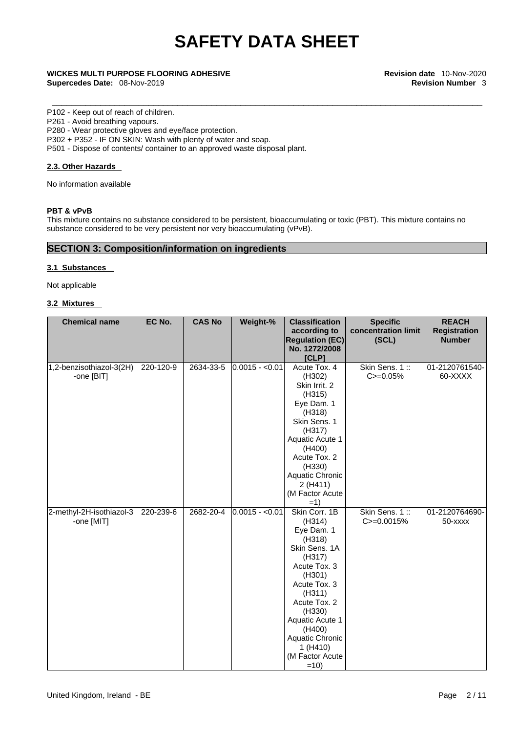P102 - Keep out of reach of children.
P261 - Avoid breathing vapours.
P280 - Wear protective gloves and eye/face protection.
P302 + P352 - IF ON SKIN: Wash with plenty of water and soap.
P501 - Dispose of contents/ container to an approved waste disposal plant.

### 2.3. Other Hazards

No information available

**PBT & vPvB**
This mixture contains no substance considered to be persistent, bioaccumulating or toxic (PBT). This mixture contains no substance considered to be very persistent nor very bioaccumulating (vPvB).

## SECTION 3: Composition/information on ingredients

### 3.1 Substances

Not applicable

### 3.2 Mixtures

| Chemical name | EC No. | CAS No | Weight-% | Classification according to Regulation (EC) No. 1272/2008 [CLP] | Specific concentration limit (SCL) | REACH Registration Number |
|---|---|---|---|---|---|---|
| 1,2-benzisothiazol-3(2H)-one [BIT] | 220-120-9 | 2634-33-5 | 0.0015 - <0.01 | Acute Tox. 4 (H302) Skin Irrit. 2 (H315) Eye Dam. 1 (H318) Skin Sens. 1 (H317) Aquatic Acute 1 (H400) Acute Tox. 2 (H330) Aquatic Chronic 2 (H411) (M Factor Acute =1) | Skin Sens. 1 :: C>=0.05% | 01-2120761540-60-XXXX |
| 2-methyl-2H-isothiazol-3-one [MIT] | 220-239-6 | 2682-20-4 | 0.0015 - <0.01 | Skin Corr. 1B (H314) Eye Dam. 1 (H318) Skin Sens. 1A (H317) Acute Tox. 3 (H301) Acute Tox. 3 (H311) Acute Tox. 2 (H330) Aquatic Acute 1 (H400) Aquatic Chronic 1 (H410) (M Factor Acute =10) | Skin Sens. 1 :: C>=0.0015% | 01-2120764690-50-xxxx |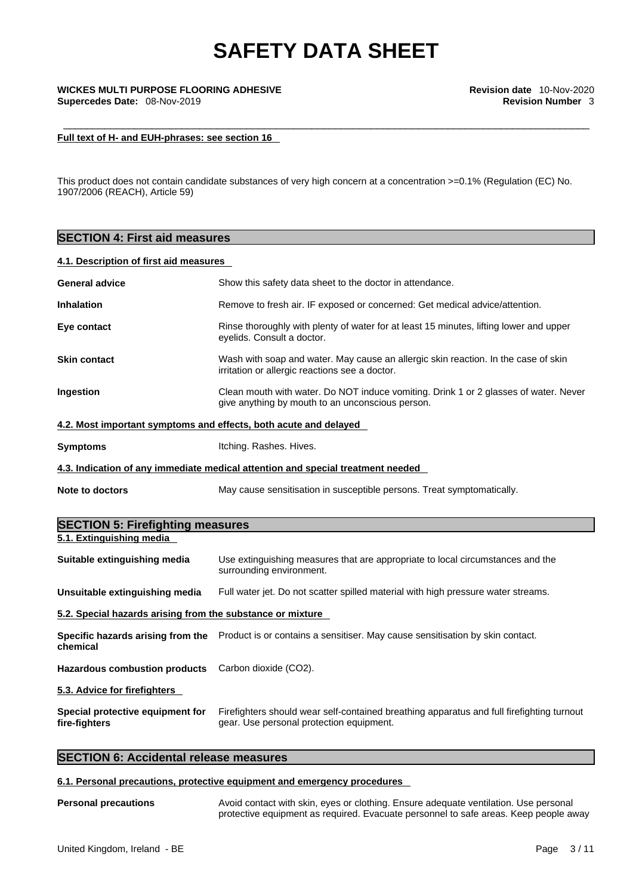**Full text of H- and EUH-phrases: see section 16**

This product does not contain candidate substances of very high concern at a concentration >=0.1% (Regulation (EC) No. 1907/2006 (REACH), Article 59)

## SECTION 4: First aid measures

### 4.1. Description of first aid measures

| | |
|---|---|
| **General advice** | Show this safety data sheet to the doctor in attendance. |
| **Inhalation** | Remove to fresh air. IF exposed or concerned: Get medical advice/attention. |
| **Eye contact** | Rinse thoroughly with plenty of water for at least 15 minutes, lifting lower and upper eyelids. Consult a doctor. |
| **Skin contact** | Wash with soap and water. May cause an allergic skin reaction. In the case of skin irritation or allergic reactions see a doctor. |
| **Ingestion** | Clean mouth with water. Do NOT induce vomiting. Drink 1 or 2 glasses of water. Never give anything by mouth to an unconscious person. |

### 4.2. Most important symptoms and effects, both acute and delayed

| | |
|---|---|
| **Symptoms** | Itching. Rashes. Hives. |

### 4.3. Indication of any immediate medical attention and special treatment needed

| | |
|---|---|
| **Note to doctors** | May cause sensitisation in susceptible persons. Treat symptomatically. |

## SECTION 5: Firefighting measures

### 5.1. Extinguishing media

| | |
|---|---|
| **Suitable extinguishing media** | Use extinguishing measures that are appropriate to local circumstances and the surrounding environment. |
| **Unsuitable extinguishing media** | Full water jet. Do not scatter spilled material with high pressure water streams. |

### 5.2. Special hazards arising from the substance or mixture

| | |
|---|---|
| **Specific hazards arising from the chemical** | Product is or contains a sensitiser. May cause sensitisation by skin contact. |
| **Hazardous combustion products** | Carbon dioxide ($CO_2$). |

### 5.3. Advice for firefighters

| | |
|---|---|
| **Special protective equipment for fire-fighters** | Firefighters should wear self-contained breathing apparatus and full firefighting turnout gear. Use personal protection equipment. |

## SECTION 6: Accidental release measures

### 6.1. Personal precautions, protective equipment and emergency procedures

| | |
|---|---|
| **Personal precautions** | Avoid contact with skin, eyes or clothing. Ensure adequate ventilation. Use personal protective equipment as required. Evacuate personnel to safe areas. Keep people away |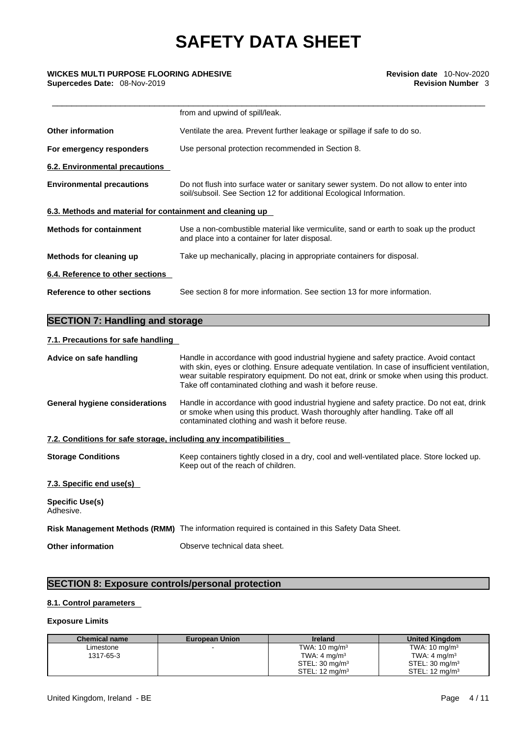| | |
|---|---|
| | from and upwind of spill/leak. |
| **Other information** | Ventilate the area. Prevent further leakage or spillage if safe to do so. |
| **For emergency responders** | Use personal protection recommended in Section 8. |

**6.2. Environmental precautions**

| | |
|---|---|
| **Environmental precautions** | Do not flush into surface water or sanitary sewer system. Do not allow to enter into soil/subsoil. See Section 12 for additional Ecological Information. |

**6.3. Methods and material for containment and cleaning up**

| | |
|---|---|
| **Methods for containment** | Use a non-combustible material like vermiculite, sand or earth to soak up the product and place into a container for later disposal. |
| **Methods for cleaning up** | Take up mechanically, placing in appropriate containers for disposal. |

**6.4. Reference to other sections**

| | |
|---|---|
| **Reference to other sections** | See section 8 for more information. See section 13 for more information. |

## SECTION 7: Handling and storage

**7.1. Precautions for safe handling**

| | |
|---|---|
| **Advice on safe handling** | Handle in accordance with good industrial hygiene and safety practice. Avoid contact with skin, eyes or clothing. Ensure adequate ventilation. In case of insufficient ventilation, wear suitable respiratory equipment. Do not eat, drink or smoke when using this product. Take off contaminated clothing and wash it before reuse. |
| **General hygiene considerations** | Handle in accordance with good industrial hygiene and safety practice. Do not eat, drink or smoke when using this product. Wash thoroughly after handling. Take off all contaminated clothing and wash it before reuse. |

**7.2. Conditions for safe storage, including any incompatibilities**

| | |
|---|---|
| **Storage Conditions** | Keep containers tightly closed in a dry, cool and well-ventilated place. Store locked up. Keep out of the reach of children. |

**7.3. Specific end use(s)**

**Specific Use(s)**
Adhesive.

| | |
|---|---|
| **Risk Management Methods (RMM)** | The information required is contained in this Safety Data Sheet. |
| **Other information** | Observe technical data sheet. |

## SECTION 8: Exposure controls/personal protection

**8.1. Control parameters**

**Exposure Limits**

| Chemical name | European Union | Ireland | United Kingdom |
|---|---|---|---|
| Limestone<br>1317-65-3 | - | TWA: 10 mg/m$^3$<br>TWA: 4 mg/m$^3$<br>STEL: 30 mg/m$^3$<br>STEL: 12 mg/m$^3$ | TWA: 10 mg/m$^3$<br>TWA: 4 mg/m$^3$<br>STEL: 30 mg/m$^3$<br>STEL: 12 mg/m$^3$ |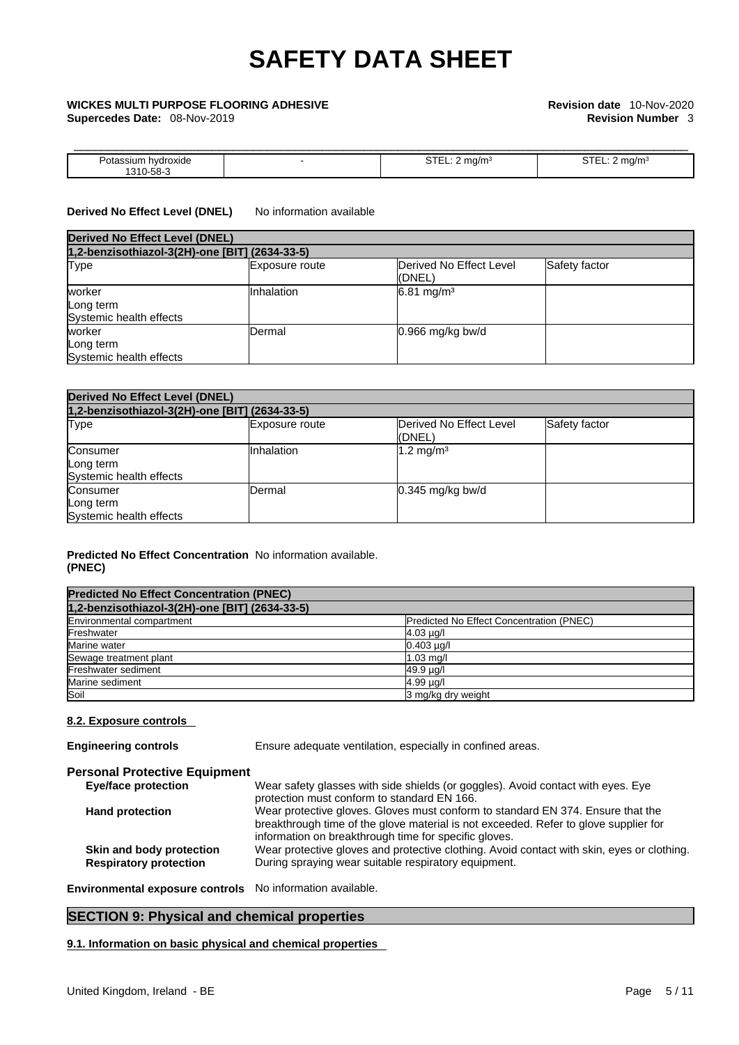| Potassium hydroxide 1310-58-3 | - | STEL: 2 mg/m³ | STEL: 2 mg/m³ |
|---|---|---|---|

**Derived No Effect Level (DNEL)** No information available

| Derived No Effect Level (DNEL) | | | |
|---|---|---|---|
| 1,2-benzisothiazol-3(2H)-one [BIT] (2634-33-5) | | | |
| Type | Exposure route | Derived No Effect Level (DNEL) | Safety factor |
| worker Long term Systemic health effects | Inhalation | 6.81 mg/m³ | |
| worker Long term Systemic health effects | Dermal | 0.966 mg/kg bw/d | |

| Derived No Effect Level (DNEL) | | | |
|---|---|---|---|
| 1,2-benzisothiazol-3(2H)-one [BIT] (2634-33-5) | | | |
| Type | Exposure route | Derived No Effect Level (DNEL) | Safety factor |
| Consumer Long term Systemic health effects | Inhalation | 1.2 mg/m³ | |
| Consumer Long term Systemic health effects | Dermal | 0.345 mg/kg bw/d | |

**Predicted No Effect Concentration (PNEC)** No information available.

| Predicted No Effect Concentration (PNEC) | |
|---|---|
| 1,2-benzisothiazol-3(2H)-one [BIT] (2634-33-5) | |
| Environmental compartment | Predicted No Effect Concentration (PNEC) |
| Freshwater | 4.03 µg/l |
| Marine water | 0.403 µg/l |
| Sewage treatment plant | 1.03 mg/l |
| Freshwater sediment | 49.9 µg/l |
| Marine sediment | 4.99 µg/l |
| Soil | 3 mg/kg dry weight |

**8.2. Exposure controls**

**Engineering controls** Ensure adequate ventilation, especially in confined areas.

### Personal Protective Equipment

**Eye/face protection** Wear safety glasses with side shields (or goggles). Avoid contact with eyes. Eye protection must conform to standard EN 166.

**Hand protection** Wear protective gloves. Gloves must conform to standard EN 374. Ensure that the breakthrough time of the glove material is not exceeded. Refer to glove supplier for information on breakthrough time for specific gloves.

**Skin and body protection** Wear protective gloves and protective clothing. Avoid contact with skin, eyes or clothing.

**Respiratory protection** During spraying wear suitable respiratory equipment.

**Environmental exposure controls** No information available.

## SECTION 9: Physical and chemical properties

**9.1. Information on basic physical and chemical properties**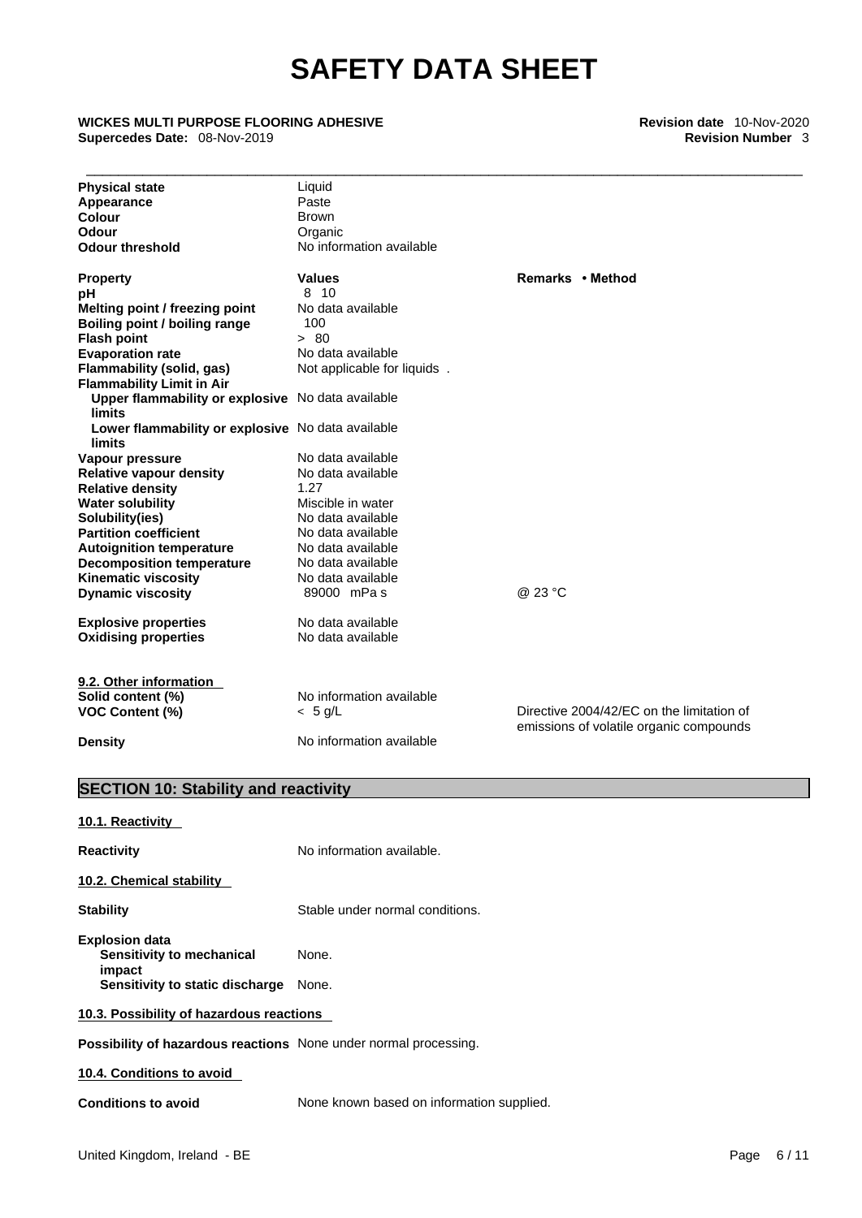| | | |
|---|---|---|
| **Physical state** | Liquid | |
| **Appearance** | Paste | |
| **Colour** | Brown | |
| **Odour** | Organic | |
| **Odour threshold** | No information available | |

| **Property** | **Values** | **Remarks • Method** |
|---|---|---|
| **pH** | 8 10 | |
| **Melting point / freezing point** | No data available | |
| **Boiling point / boiling range** | 100 | |
| **Flash point** | > 80 | |
| **Evaporation rate** | No data available | |
| **Flammability (solid, gas)** | Not applicable for liquids . | |
| **Flammability Limit in Air** | | |
| **Upper flammability or explosive limits** | No data available | |
| **Lower flammability or explosive limits** | No data available | |
| **Vapour pressure** | No data available | |
| **Relative vapour density** | No data available | |
| **Relative density** | 1.27 | |
| **Water solubility** | Miscible in water | |
| **Solubility(ies)** | No data available | |
| **Partition coefficient** | No data available | |
| **Autoignition temperature** | No data available | |
| **Decomposition temperature** | No data available | |
| **Kinematic viscosity** | No data available | |
| **Dynamic viscosity** | 89000 mPa s | @ 23 °C |
| **Explosive properties** | No data available | |
| **Oxidising properties** | No data available | |

**9.2. Other information**

| | | |
|---|---|---|
| **Solid content (%)** | No information available | |
| **VOC Content (%)** | < 5 g/L | Directive 2004/42/EC on the limitation of emissions of volatile organic compounds |
| **Density** | No information available | |

## SECTION 10: Stability and reactivity

**10.1. Reactivity**

**Reactivity** No information available.

**10.2. Chemical stability**

**Stability** Stable under normal conditions.

**Explosion data**
**Sensitivity to mechanical impact** None.
**Sensitivity to static discharge** None.

**10.3. Possibility of hazardous reactions**

**Possibility of hazardous reactions** None under normal processing.

**10.4. Conditions to avoid**

**Conditions to avoid** None known based on information supplied.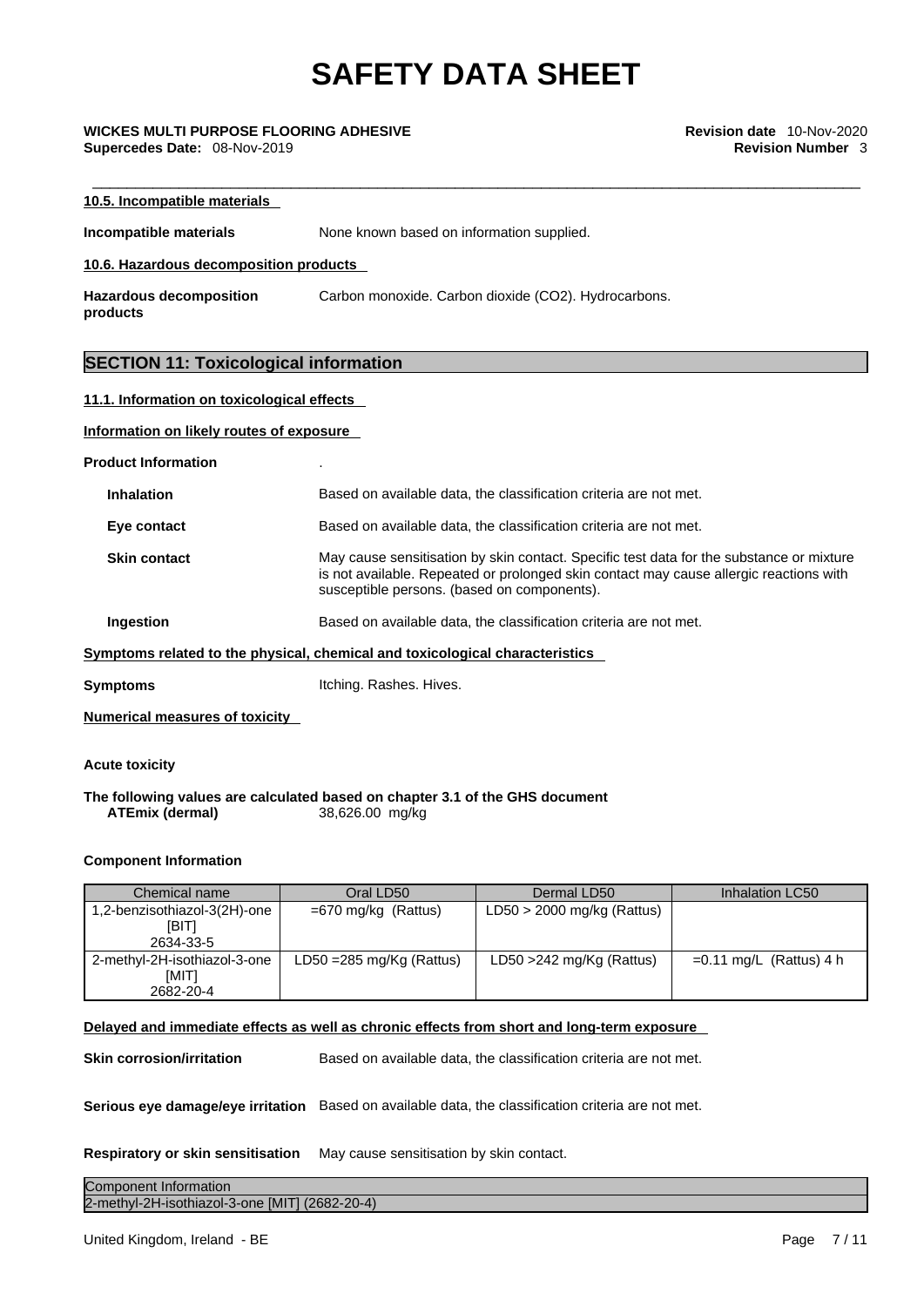#### 10.5. Incompatible materials

**Incompatible materials** None known based on information supplied.

#### 10.6. Hazardous decomposition products

**Hazardous decomposition products** Carbon monoxide. Carbon dioxide ($CO_2$). Hydrocarbons.

## SECTION 11: Toxicological information

#### 11.1. Information on toxicological effects

**Information on likely routes of exposure**

**Product Information** .

**Inhalation** Based on available data, the classification criteria are not met.

**Eye contact** Based on available data, the classification criteria are not met.

**Skin contact** May cause sensitisation by skin contact. Specific test data for the substance or mixture is not available. Repeated or prolonged skin contact may cause allergic reactions with susceptible persons. (based on components).

**Ingestion** Based on available data, the classification criteria are not met.

**Symptoms related to the physical, chemical and toxicological characteristics**

**Symptoms** Itching. Rashes. Hives.

**Numerical measures of toxicity**

**Acute toxicity**

**The following values are calculated based on chapter 3.1 of the GHS document**
**ATEmix (dermal)** 38,626.00 mg/kg

**Component Information**

| Chemical name | Oral LD50 | Dermal LD50 | Inhalation LC50 |
| --- | --- | --- | --- |
| 1,2-benzisothiazol-3(2H)-one [BIT] 2634-33-5 | =670 mg/kg (Rattus) | LD50 > 2000 mg/kg (Rattus) | |
| 2-methyl-2H-isothiazol-3-one [MIT] 2682-20-4 | LD50 =285 mg/Kg (Rattus) | LD50 >242 mg/Kg (Rattus) | =0.11 mg/L (Rattus) 4 h |

**Delayed and immediate effects as well as chronic effects from short and long-term exposure**

**Skin corrosion/irritation** Based on available data, the classification criteria are not met.

**Serious eye damage/eye irritation** Based on available data, the classification criteria are not met.

**Respiratory or skin sensitisation** May cause sensitisation by skin contact.

| Component Information |
| --- |
| 2-methyl-2H-isothiazol-3-one [MIT] (2682-20-4) |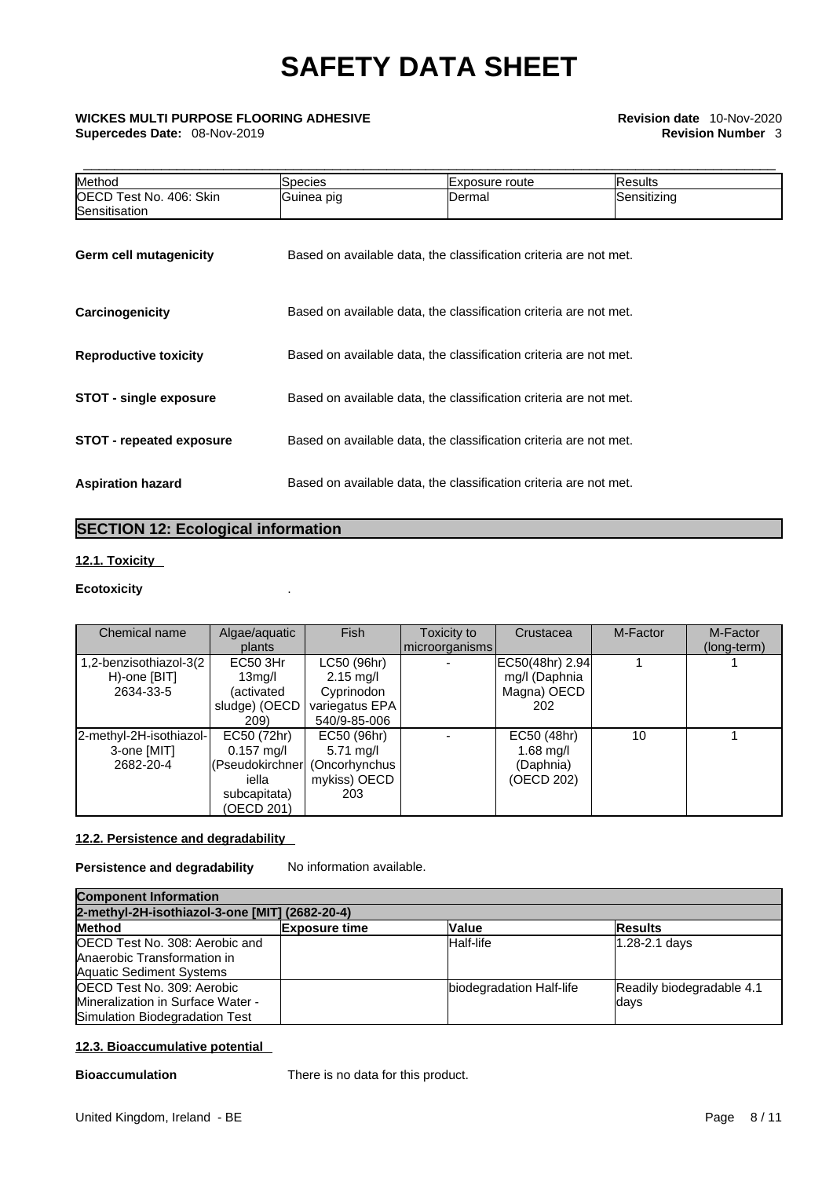| Method | Species | Exposure route | Results |
| --- | --- | --- | --- |
| OECD Test No. 406: Skin Sensitisation | Guinea pig | Dermal | Sensitizing |

**Germ cell mutagenicity** Based on available data, the classification criteria are not met.

**Carcinogenicity** Based on available data, the classification criteria are not met.

**Reproductive toxicity** Based on available data, the classification criteria are not met.

**STOT - single exposure** Based on available data, the classification criteria are not met.

**STOT - repeated exposure** Based on available data, the classification criteria are not met.

**Aspiration hazard** Based on available data, the classification criteria are not met.

## SECTION 12: Ecological information

### 12.1. Toxicity

**Ecotoxicity** .

| Chemical name | Algae/aquatic plants | Fish | Toxicity to microorganisms | Crustacea | M-Factor | M-Factor (long-term) |
| --- | --- | --- | --- | --- | --- | --- |
| 1,2-benzisothiazol-3(2H)-one [BIT] 2634-33-5 | EC50 3Hr 13mg/l (activated sludge) (OECD 209) | LC50 (96hr) 2.15 mg/l Cyprinodon variegatus EPA 540/9-85-006 | - | EC50(48hr) 2.94 mg/l (Daphnia Magna) OECD 202 | 1 | 1 |
| 2-methyl-2H-isothiazol-3-one [MIT] 2682-20-4 | EC50 (72hr) 0.157 mg/l (Pseudokirchneriella subcapitata) (OECD 201) | EC50 (96hr) 5.71 mg/l (Oncorhynchus mykiss) OECD 203 | - | EC50 (48hr) 1.68 mg/l (Daphnia) (OECD 202) | 10 | 1 |

### 12.2. Persistence and degradability

**Persistence and degradability** No information available.

| Component Information | | | |
| --- | --- | --- | --- |
| **2-methyl-2H-isothiazol-3-one [MIT] (2682-20-4)** | | | |
| **Method** | **Exposure time** | **Value** | **Results** |
| OECD Test No. 308: Aerobic and Anaerobic Transformation in Aquatic Sediment Systems | | Half-life | 1.28-2.1 days |
| OECD Test No. 309: Aerobic Mineralization in Surface Water - Simulation Biodegradation Test | | biodegradation Half-life | Readily biodegradable 4.1 days |

### 12.3. Bioaccumulative potential

**Bioaccumulation** There is no data for this product.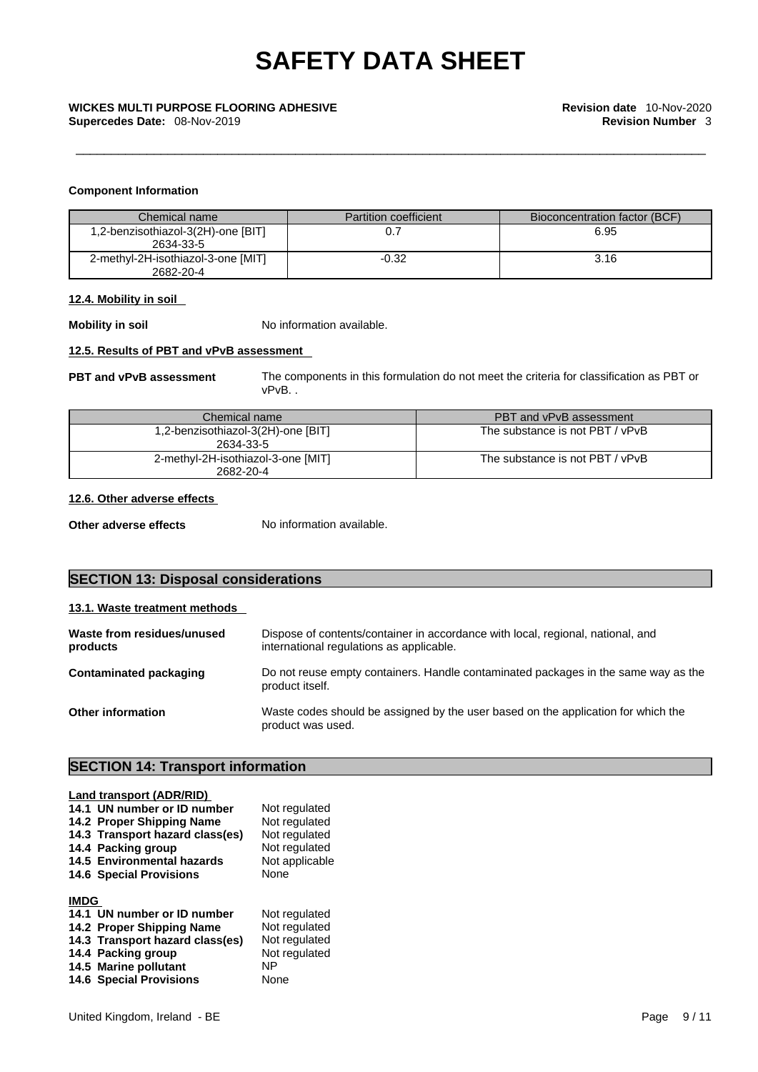**Component Information**

| Chemical name | Partition coefficient | Bioconcentration factor (BCF) |
|---|---|---|
| 1,2-benzisothiazol-3(2H)-one [BIT] 2634-33-5 | 0.7 | 6.95 |
| 2-methyl-2H-isothiazol-3-one [MIT] 2682-20-4 | -0.32 | 3.16 |

**12.4. Mobility in soil**

**Mobility in soil** No information available.

**12.5. Results of PBT and vPvB assessment**

**PBT and vPvB assessment** The components in this formulation do not meet the criteria for classification as PBT or vPvB. .

| Chemical name | PBT and vPvB assessment |
|---|---|
| 1,2-benzisothiazol-3(2H)-one [BIT] 2634-33-5 | The substance is not PBT / vPvB |
| 2-methyl-2H-isothiazol-3-one [MIT] 2682-20-4 | The substance is not PBT / vPvB |

**12.6. Other adverse effects**

**Other adverse effects** No information available.

## SECTION 13: Disposal considerations

**13.1. Waste treatment methods**

**Waste from residues/unused products** Dispose of contents/container in accordance with local, regional, national, and international regulations as applicable.

**Contaminated packaging** Do not reuse empty containers. Handle contaminated packages in the same way as the product itself.

**Other information** Waste codes should be assigned by the user based on the application for which the product was used.

## SECTION 14: Transport information

**Land transport (ADR/RID)**

**14.1 UN number or ID number** Not regulated
**14.2 Proper Shipping Name** Not regulated
**14.3 Transport hazard class(es)** Not regulated
**14.4 Packing group** Not regulated
**14.5 Environmental hazards** Not applicable
**14.6 Special Provisions** None

**IMDG**

**14.1 UN number or ID number** Not regulated
**14.2 Proper Shipping Name** Not regulated
**14.3 Transport hazard class(es)** Not regulated
**14.4 Packing group** Not regulated
**14.5 Marine pollutant** NP
**14.6 Special Provisions** None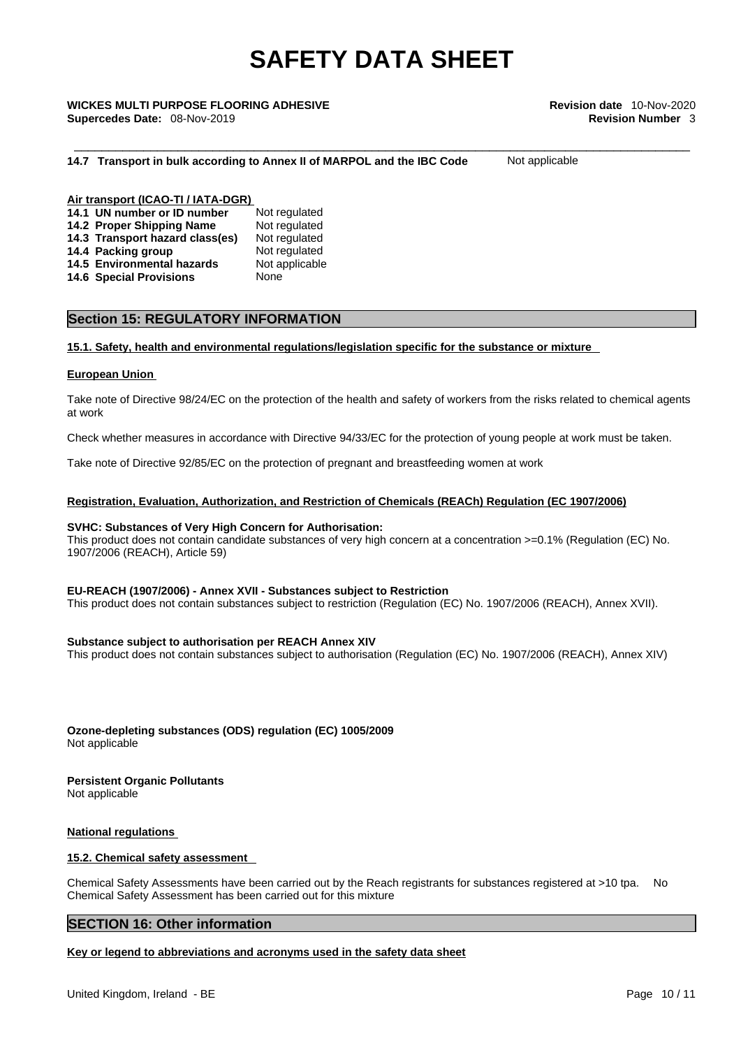**14.7 Transport in bulk according to Annex II of MARPOL and the IBC Code** Not applicable

**Air transport (ICAO-TI / IATA-DGR)**

| | |
|---|---|
| **14.1 UN number or ID number** | Not regulated |
| **14.2 Proper Shipping Name** | Not regulated |
| **14.3 Transport hazard class(es)** | Not regulated |
| **14.4 Packing group** | Not regulated |
| **14.5 Environmental hazards** | Not applicable |
| **14.6 Special Provisions** | None |

## Section 15: REGULATORY INFORMATION

### 15.1. Safety, health and environmental regulations/legislation specific for the substance or mixture

**European Union**

Take note of Directive 98/24/EC on the protection of the health and safety of workers from the risks related to chemical agents at work

Check whether measures in accordance with Directive 94/33/EC for the protection of young people at work must be taken.

Take note of Directive 92/85/EC on the protection of pregnant and breastfeeding women at work

**Registration, Evaluation, Authorization, and Restriction of Chemicals (REACh) Regulation (EC 1907/2006)**

**SVHC: Substances of Very High Concern for Authorisation:**
This product does not contain candidate substances of very high concern at a concentration >=0.1% (Regulation (EC) No. 1907/2006 (REACH), Article 59)

**EU-REACH (1907/2006) - Annex XVII - Substances subject to Restriction**
This product does not contain substances subject to restriction (Regulation (EC) No. 1907/2006 (REACH), Annex XVII).

**Substance subject to authorisation per REACH Annex XIV**
This product does not contain substances subject to authorisation (Regulation (EC) No. 1907/2006 (REACH), Annex XIV)

**Ozone-depleting substances (ODS) regulation (EC) 1005/2009**
Not applicable

**Persistent Organic Pollutants**
Not applicable

**National regulations**

### 15.2. Chemical safety assessment

Chemical Safety Assessments have been carried out by the Reach registrants for substances registered at >10 tpa. No Chemical Safety Assessment has been carried out for this mixture

## SECTION 16: Other information

**Key or legend to abbreviations and acronyms used in the safety data sheet**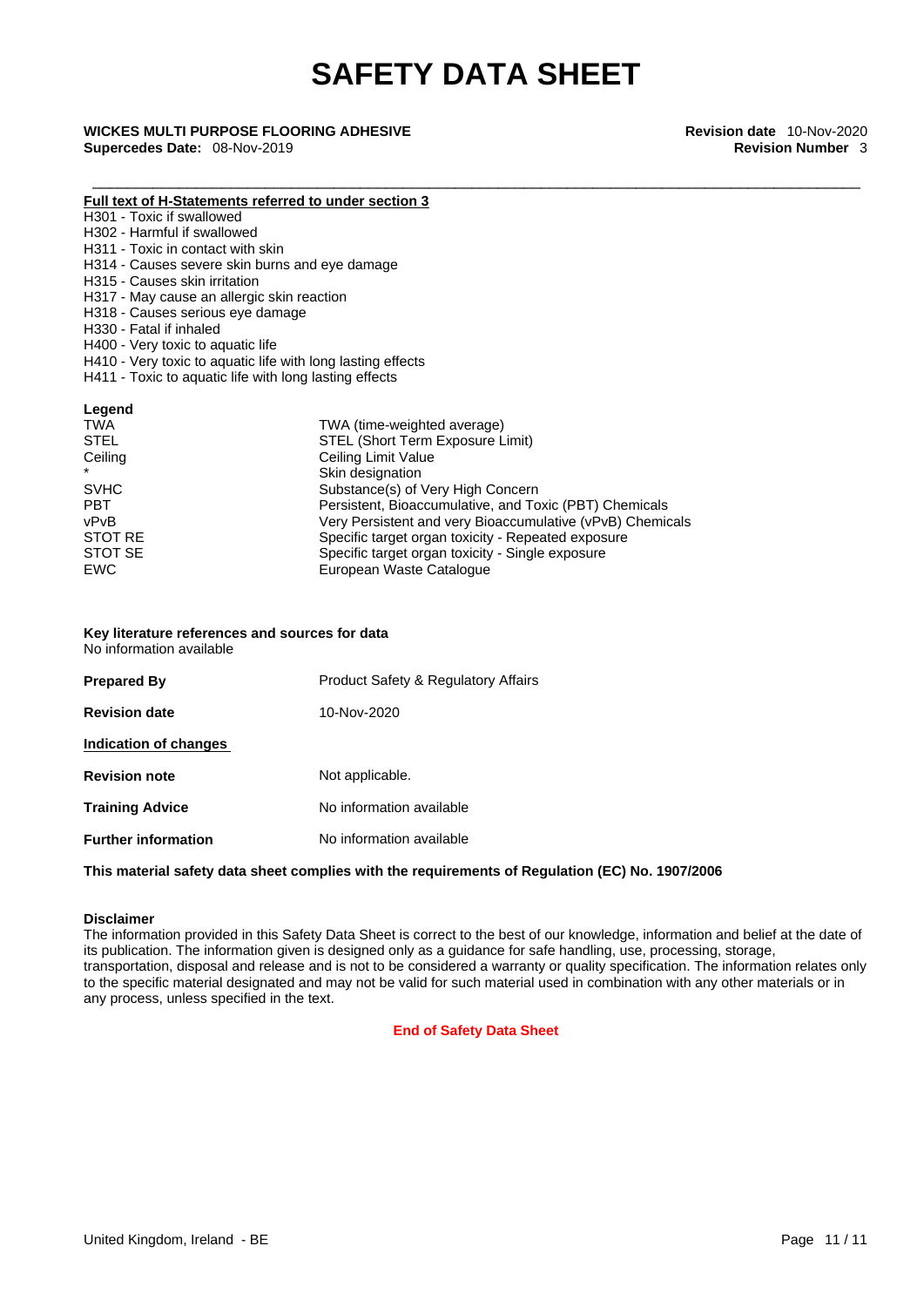**Full text of H-Statements referred to under section 3**

H301 - Toxic if swallowed
H302 - Harmful if swallowed
H311 - Toxic in contact with skin
H314 - Causes severe skin burns and eye damage
H315 - Causes skin irritation
H317 - May cause an allergic skin reaction
H318 - Causes serious eye damage
H330 - Fatal if inhaled
H400 - Very toxic to aquatic life
H410 - Very toxic to aquatic life with long lasting effects
H411 - Toxic to aquatic life with long lasting effects

**Legend**

| | |
|---|---|
| TWA | TWA (time-weighted average) |
| STEL | STEL (Short Term Exposure Limit) |
| Ceiling | Ceiling Limit Value |
| * | Skin designation |
| SVHC | Substance(s) of Very High Concern |
| PBT | Persistent, Bioaccumulative, and Toxic (PBT) Chemicals |
| vPvB | Very Persistent and very Bioaccumulative (vPvB) Chemicals |
| STOT RE | Specific target organ toxicity - Repeated exposure |
| STOT SE | Specific target organ toxicity - Single exposure |
| EWC | European Waste Catalogue |

**Key literature references and sources for data**

No information available

| | |
|---|---|
| **Prepared By** | Product Safety & Regulatory Affairs |
| **Revision date** | 10-Nov-2020 |

**Indication of changes**

| | |
|---|---|
| **Revision note** | Not applicable. |
| **Training Advice** | No information available |
| **Further information** | No information available |

**This material safety data sheet complies with the requirements of Regulation (EC) No. 1907/2006**

**Disclaimer**

The information provided in this Safety Data Sheet is correct to the best of our knowledge, information and belief at the date of its publication. The information given is designed only as a guidance for safe handling, use, processing, storage, transportation, disposal and release and is not to be considered a warranty or quality specification. The information relates only to the specific material designated and may not be valid for such material used in combination with any other materials or in any process, unless specified in the text.

**End of Safety Data Sheet**